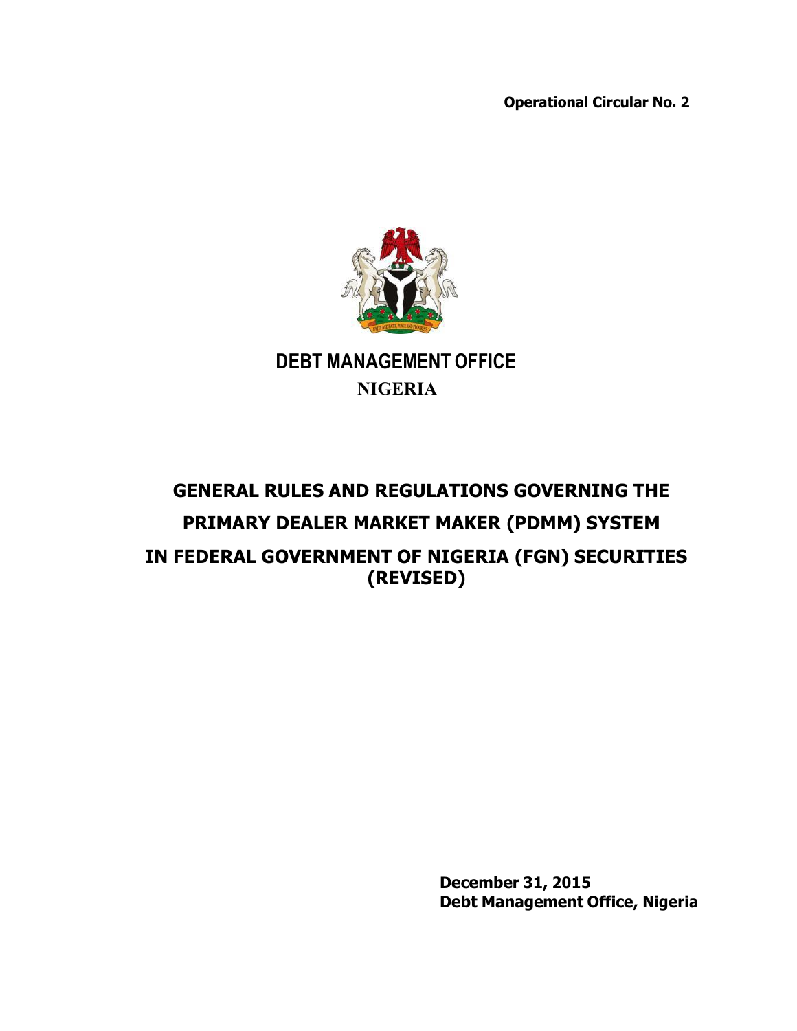**Operational Circular No. 2**

# DEBT MANAGEMENT OFFICE

**NIGERIA**

# GENERAL RULES AND REGULATIONS GOVERNING THE PRIMARY DEALER MARKET MAKER (PDMM) SYSTEM IN FEDERAL GOVERNMENT OF NIGERIA (FGN) SECURITIES (REVISED)

**December 31, 2015**
**Debt Management Office, Nigeria**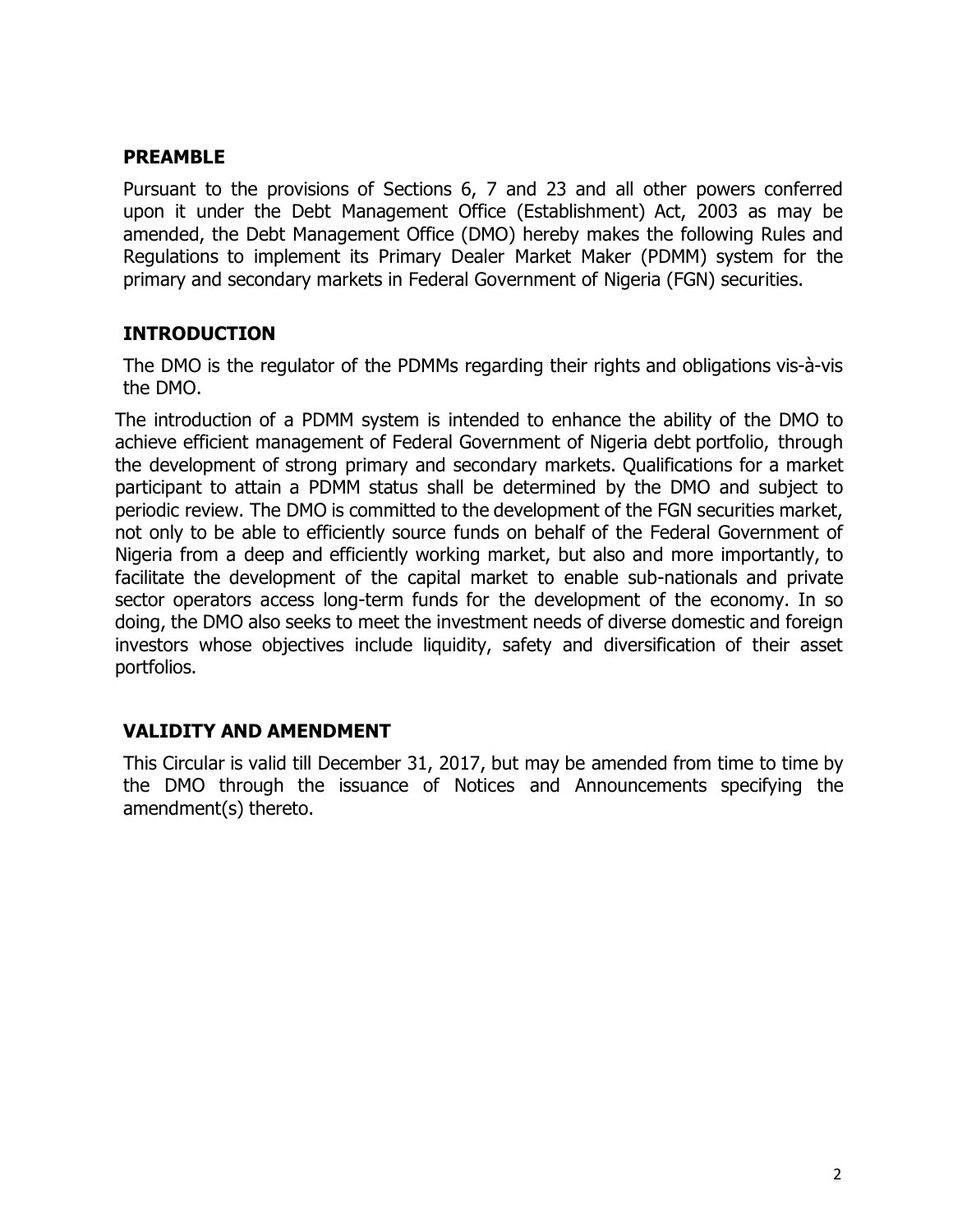## PREAMBLE

Pursuant to the provisions of Sections 6, 7 and 23 and all other powers conferred upon it under the Debt Management Office (Establishment) Act, 2003 as may be amended, the Debt Management Office (DMO) hereby makes the following Rules and Regulations to implement its Primary Dealer Market Maker (PDMM) system for the primary and secondary markets in Federal Government of Nigeria (FGN) securities.

## INTRODUCTION

The DMO is the regulator of the PDMMs regarding their rights and obligations vis-à-vis the DMO.

The introduction of a PDMM system is intended to enhance the ability of the DMO to achieve efficient management of Federal Government of Nigeria debt portfolio, through the development of strong primary and secondary markets. Qualifications for a market participant to attain a PDMM status shall be determined by the DMO and subject to periodic review. The DMO is committed to the development of the FGN securities market, not only to be able to efficiently source funds on behalf of the Federal Government of Nigeria from a deep and efficiently working market, but also and more importantly, to facilitate the development of the capital market to enable sub-nationals and private sector operators access long-term funds for the development of the economy. In so doing, the DMO also seeks to meet the investment needs of diverse domestic and foreign investors whose objectives include liquidity, safety and diversification of their asset portfolios.

## VALIDITY AND AMENDMENT

This Circular is valid till December 31, 2017, but may be amended from time to time by the DMO through the issuance of Notices and Announcements specifying the amendment(s) thereto.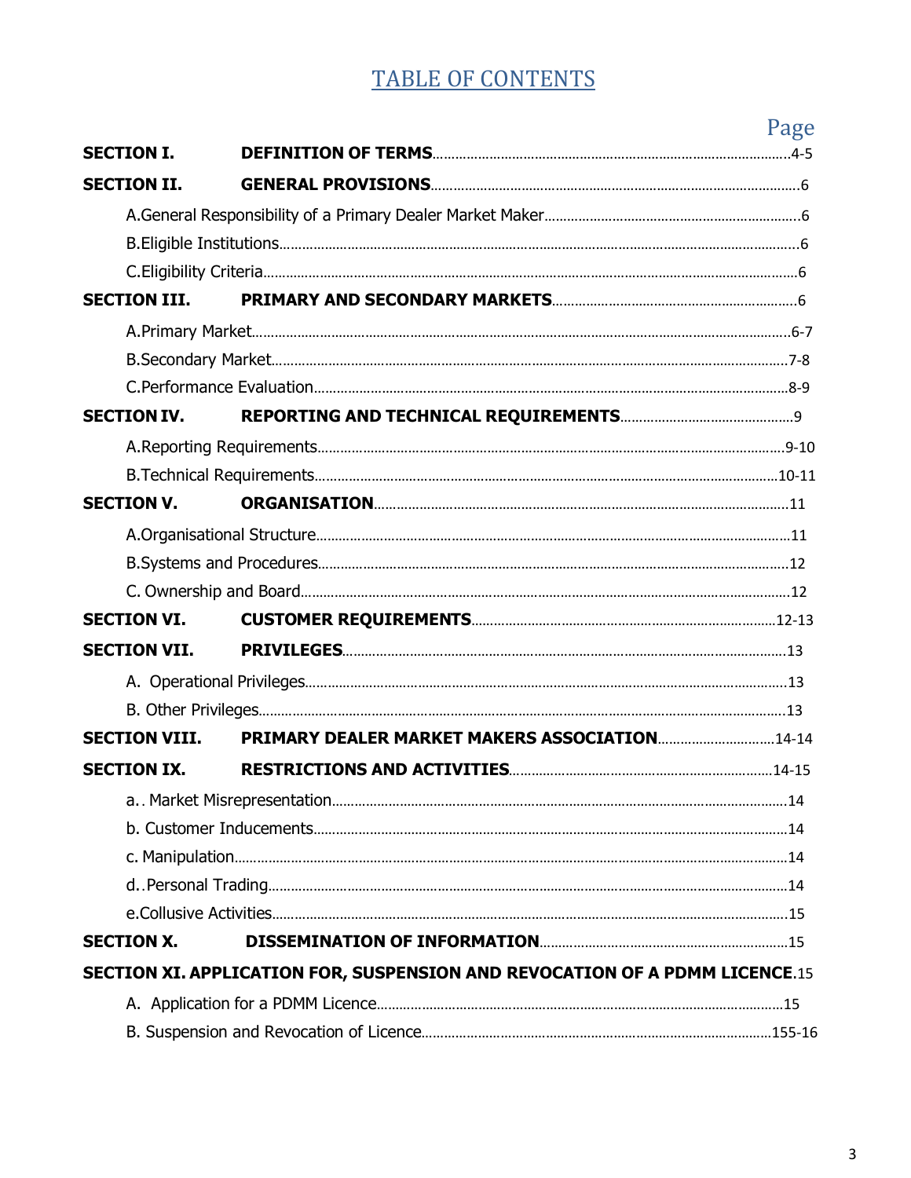# TABLE OF CONTENTS

| | | Page |
|---|---|---|
| **SECTION I.** | **DEFINITION OF TERMS** | 4-5 |
| **SECTION II.** | **GENERAL PROVISIONS** | 6 |
| | A.General Responsibility of a Primary Dealer Market Maker | 6 |
| | B.Eligible Institutions | 6 |
| | C.Eligibility Criteria | 6 |
| **SECTION III.** | **PRIMARY AND SECONDARY MARKETS** | 6 |
| | A.Primary Market | 6-7 |
| | B.Secondary Market | 7-8 |
| | C.Performance Evaluation | 8-9 |
| **SECTION IV.** | **REPORTING AND TECHNICAL REQUIREMENTS** | 9 |
| | A.Reporting Requirements | 9-10 |
| | B.Technical Requirements | 10-11 |
| **SECTION V.** | **ORGANISATION** | 11 |
| | A.Organisational Structure | 11 |
| | B.Systems and Procedures | 12 |
| | C. Ownership and Board | 12 |
| **SECTION VI.** | **CUSTOMER REQUIREMENTS** | 12-13 |
| **SECTION VII.** | **PRIVILEGES** | 13 |
| | A. Operational Privileges | 13 |
| | B. Other Privileges | 13 |
| **SECTION VIII.** | **PRIMARY DEALER MARKET MAKERS ASSOCIATION** | 14-14 |
| **SECTION IX.** | **RESTRICTIONS AND ACTIVITIES** | 14-15 |
| | a.. Market Misrepresentation | 14 |
| | b. Customer Inducements | 14 |
| | c. Manipulation | 14 |
| | d..Personal Trading | 14 |
| | e.Collusive Activities | 15 |
| **SECTION X.** | **DISSEMINATION OF INFORMATION** | 15 |
| **SECTION XI.** | **APPLICATION FOR, SUSPENSION AND REVOCATION OF A PDMM LICENCE** | 15 |
| | A. Application for a PDMM Licence | 15 |
| | B. Suspension and Revocation of Licence | 155-16 |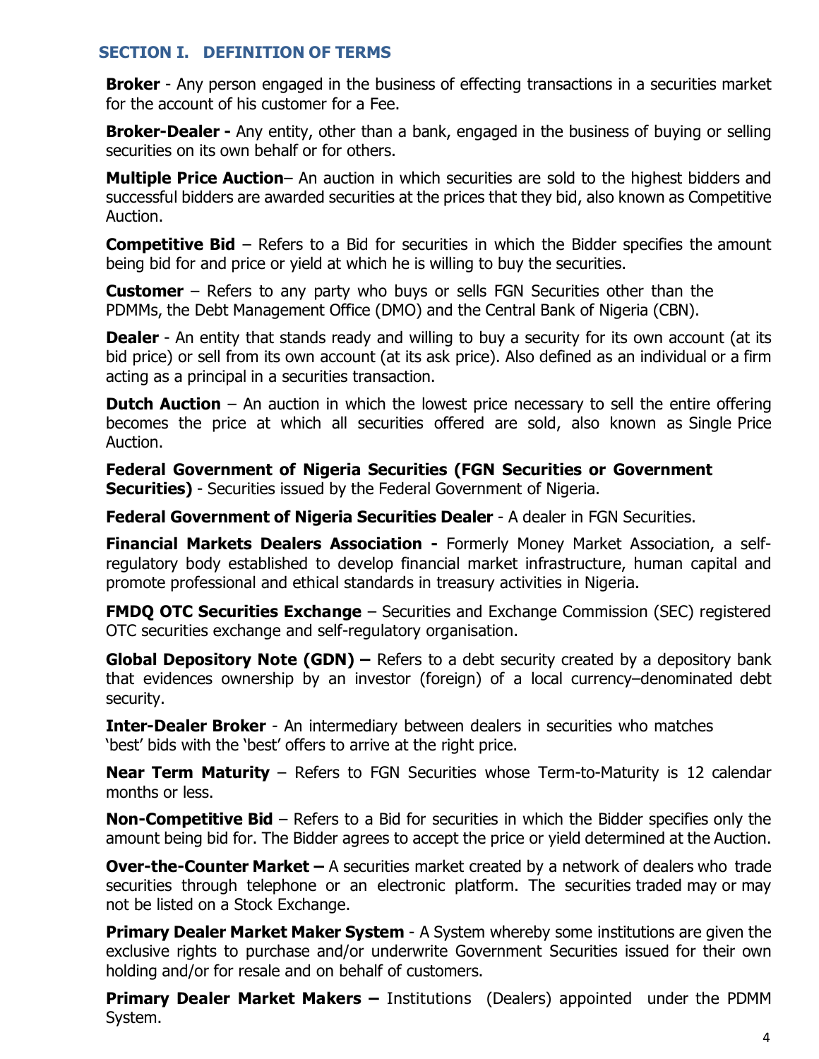## SECTION I. DEFINITION OF TERMS

**Broker** - Any person engaged in the business of effecting transactions in a securities market for the account of his customer for a Fee.

**Broker-Dealer -** Any entity, other than a bank, engaged in the business of buying or selling securities on its own behalf or for others.

**Multiple Price Auction**– An auction in which securities are sold to the highest bidders and successful bidders are awarded securities at the prices that they bid, also known as Competitive Auction.

**Competitive Bid** – Refers to a Bid for securities in which the Bidder specifies the amount being bid for and price or yield at which he is willing to buy the securities.

**Customer** – Refers to any party who buys or sells FGN Securities other than the PDMMs, the Debt Management Office (DMO) and the Central Bank of Nigeria (CBN).

**Dealer** - An entity that stands ready and willing to buy a security for its own account (at its bid price) or sell from its own account (at its ask price). Also defined as an individual or a firm acting as a principal in a securities transaction.

**Dutch Auction** – An auction in which the lowest price necessary to sell the entire offering becomes the price at which all securities offered are sold, also known as Single Price Auction.

**Federal Government of Nigeria Securities (FGN Securities or Government Securities)** - Securities issued by the Federal Government of Nigeria.

**Federal Government of Nigeria Securities Dealer** - A dealer in FGN Securities.

**Financial Markets Dealers Association -** Formerly Money Market Association, a self-regulatory body established to develop financial market infrastructure, human capital and promote professional and ethical standards in treasury activities in Nigeria.

**FMDQ OTC Securities Exchange** – Securities and Exchange Commission (SEC) registered OTC securities exchange and self-regulatory organisation.

**Global Depository Note (GDN) –** Refers to a debt security created by a depository bank that evidences ownership by an investor (foreign) of a local currency–denominated debt security.

**Inter-Dealer Broker** - An intermediary between dealers in securities who matches 'best' bids with the 'best' offers to arrive at the right price.

**Near Term Maturity** – Refers to FGN Securities whose Term-to-Maturity is 12 calendar months or less.

**Non-Competitive Bid** – Refers to a Bid for securities in which the Bidder specifies only the amount being bid for. The Bidder agrees to accept the price or yield determined at the Auction.

**Over-the-Counter Market –** A securities market created by a network of dealers who trade securities through telephone or an electronic platform. The securities traded may or may not be listed on a Stock Exchange.

**Primary Dealer Market Maker System** - A System whereby some institutions are given the exclusive rights to purchase and/or underwrite Government Securities issued for their own holding and/or for resale and on behalf of customers.

**Primary Dealer Market Makers –** Institutions (Dealers) appointed under the PDMM System.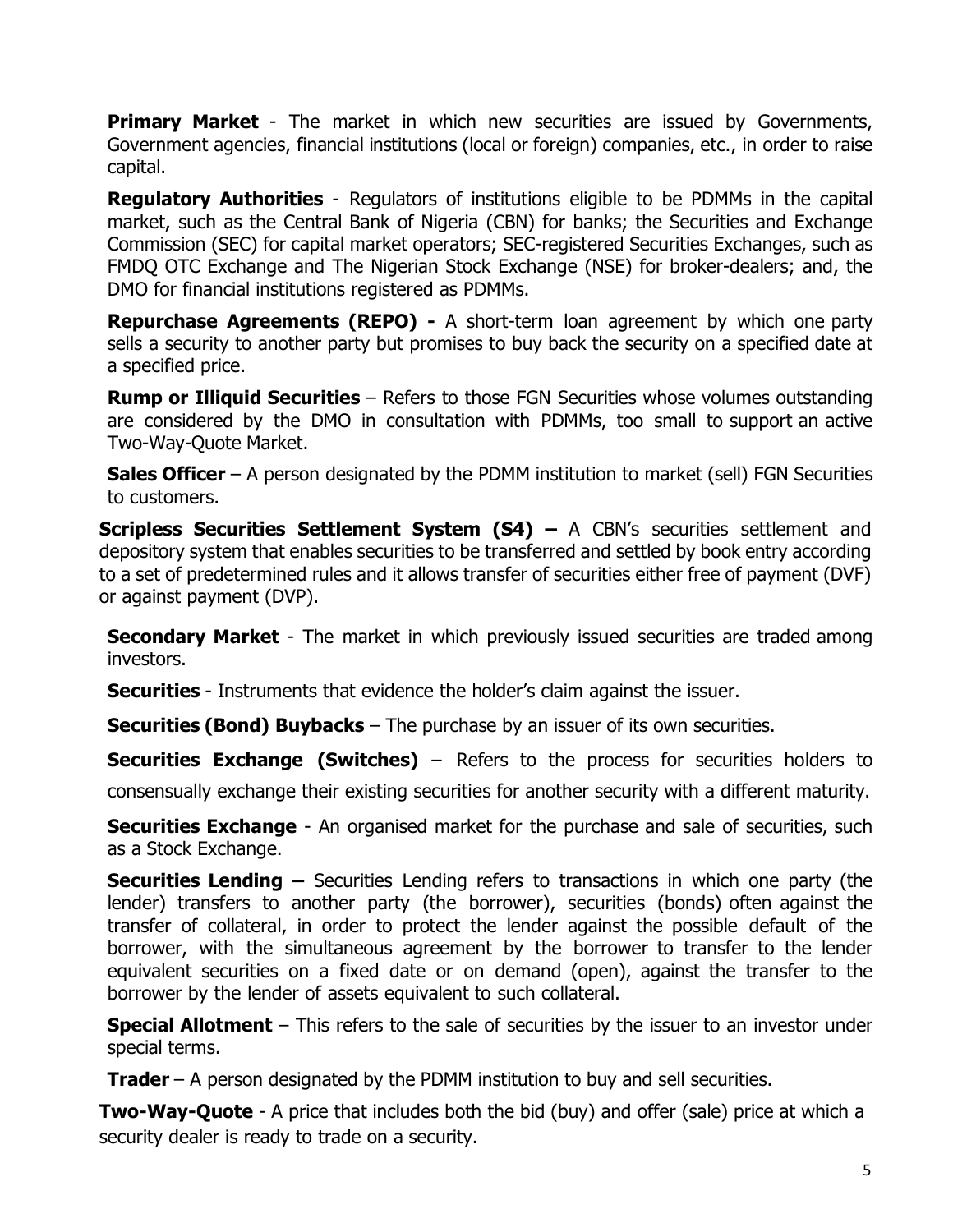**Primary Market** - The market in which new securities are issued by Governments, Government agencies, financial institutions (local or foreign) companies, etc., in order to raise capital.

**Regulatory Authorities** - Regulators of institutions eligible to be PDMMs in the capital market, such as the Central Bank of Nigeria (CBN) for banks; the Securities and Exchange Commission (SEC) for capital market operators; SEC-registered Securities Exchanges, such as FMDQ OTC Exchange and The Nigerian Stock Exchange (NSE) for broker-dealers; and, the DMO for financial institutions registered as PDMMs.

**Repurchase Agreements (REPO) -** A short-term loan agreement by which one party sells a security to another party but promises to buy back the security on a specified date at a specified price.

**Rump or Illiquid Securities** – Refers to those FGN Securities whose volumes outstanding are considered by the DMO in consultation with PDMMs, too small to support an active Two-Way-Quote Market.

**Sales Officer** – A person designated by the PDMM institution to market (sell) FGN Securities to customers.

**Scripless Securities Settlement System (S4) –** A CBN's securities settlement and depository system that enables securities to be transferred and settled by book entry according to a set of predetermined rules and it allows transfer of securities either free of payment (DVF) or against payment (DVP).

**Secondary Market** - The market in which previously issued securities are traded among investors.

**Securities** - Instruments that evidence the holder's claim against the issuer.

**Securities (Bond) Buybacks** – The purchase by an issuer of its own securities.

**Securities Exchange (Switches)** – Refers to the process for securities holders to consensually exchange their existing securities for another security with a different maturity.

**Securities Exchange** - An organised market for the purchase and sale of securities, such as a Stock Exchange.

**Securities Lending –** Securities Lending refers to transactions in which one party (the lender) transfers to another party (the borrower), securities (bonds) often against the transfer of collateral, in order to protect the lender against the possible default of the borrower, with the simultaneous agreement by the borrower to transfer to the lender equivalent securities on a fixed date or on demand (open), against the transfer to the borrower by the lender of assets equivalent to such collateral.

**Special Allotment** – This refers to the sale of securities by the issuer to an investor under special terms.

**Trader** – A person designated by the PDMM institution to buy and sell securities.

**Two-Way-Quote** - A price that includes both the bid (buy) and offer (sale) price at which a security dealer is ready to trade on a security.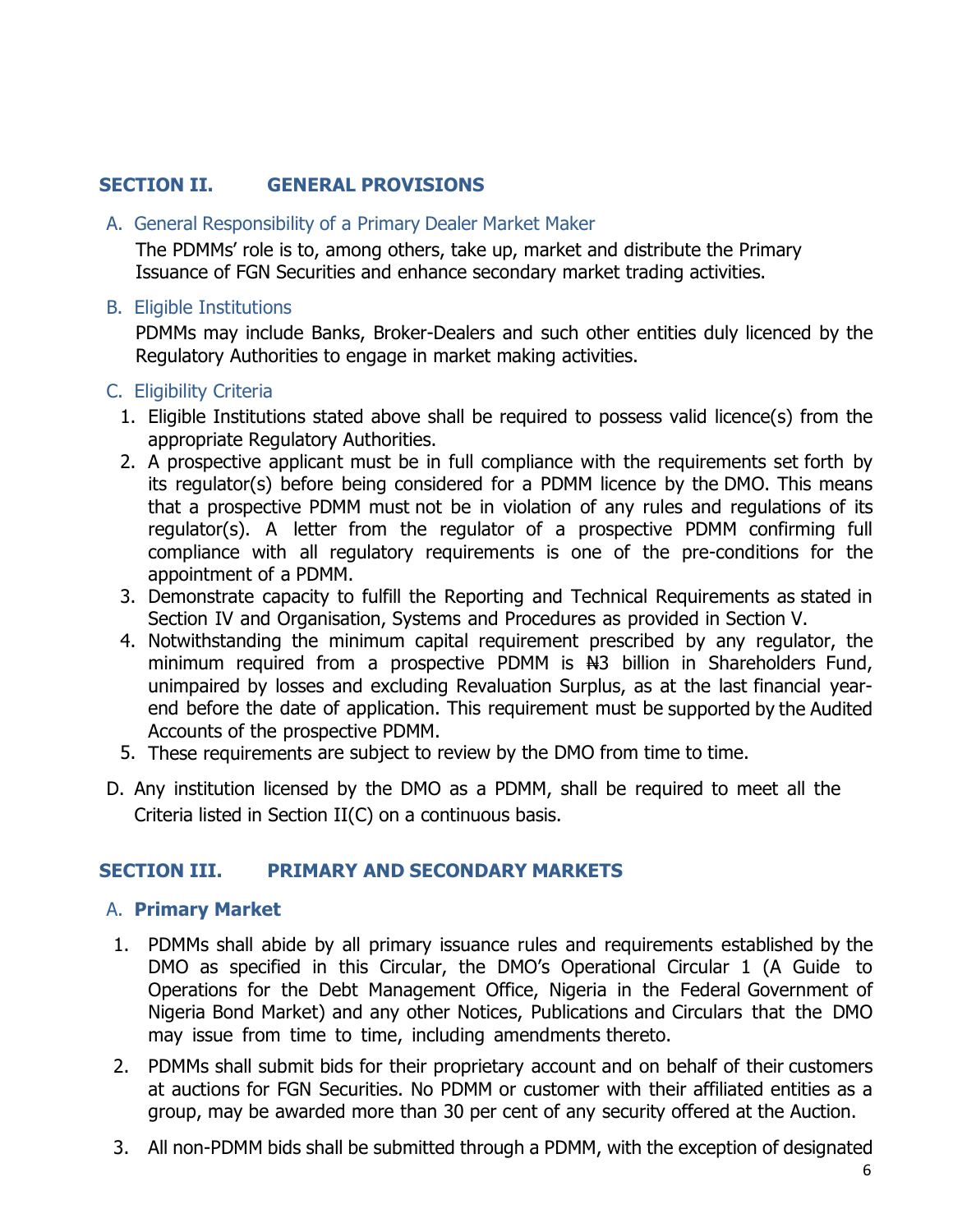## SECTION II. GENERAL PROVISIONS

### A. General Responsibility of a Primary Dealer Market Maker

The PDMMs' role is to, among others, take up, market and distribute the Primary Issuance of FGN Securities and enhance secondary market trading activities.

### B. Eligible Institutions

PDMMs may include Banks, Broker-Dealers and such other entities duly licenced by the Regulatory Authorities to engage in market making activities.

### C. Eligibility Criteria

1. Eligible Institutions stated above shall be required to possess valid licence(s) from the appropriate Regulatory Authorities.
2. A prospective applicant must be in full compliance with the requirements set forth by its regulator(s) before being considered for a PDMM licence by the DMO. This means that a prospective PDMM must not be in violation of any rules and regulations of its regulator(s). A letter from the regulator of a prospective PDMM confirming full compliance with all regulatory requirements is one of the pre-conditions for the appointment of a PDMM.
3. Demonstrate capacity to fulfill the Reporting and Technical Requirements as stated in Section IV and Organisation, Systems and Procedures as provided in Section V.
4. Notwithstanding the minimum capital requirement prescribed by any regulator, the minimum required from a prospective PDMM is ₦3 billion in Shareholders Fund, unimpaired by losses and excluding Revaluation Surplus, as at the last financial year-end before the date of application. This requirement must be supported by the Audited Accounts of the prospective PDMM.
5. These requirements are subject to review by the DMO from time to time.

D. Any institution licensed by the DMO as a PDMM, shall be required to meet all the Criteria listed in Section II(C) on a continuous basis.

## SECTION III. PRIMARY AND SECONDARY MARKETS

### A. **Primary Market**

1. PDMMs shall abide by all primary issuance rules and requirements established by the DMO as specified in this Circular, the DMO's Operational Circular 1 (A Guide to Operations for the Debt Management Office, Nigeria in the Federal Government of Nigeria Bond Market) and any other Notices, Publications and Circulars that the DMO may issue from time to time, including amendments thereto.

2. PDMMs shall submit bids for their proprietary account and on behalf of their customers at auctions for FGN Securities. No PDMM or customer with their affiliated entities as a group, may be awarded more than 30 per cent of any security offered at the Auction.

3. All non-PDMM bids shall be submitted through a PDMM, with the exception of designated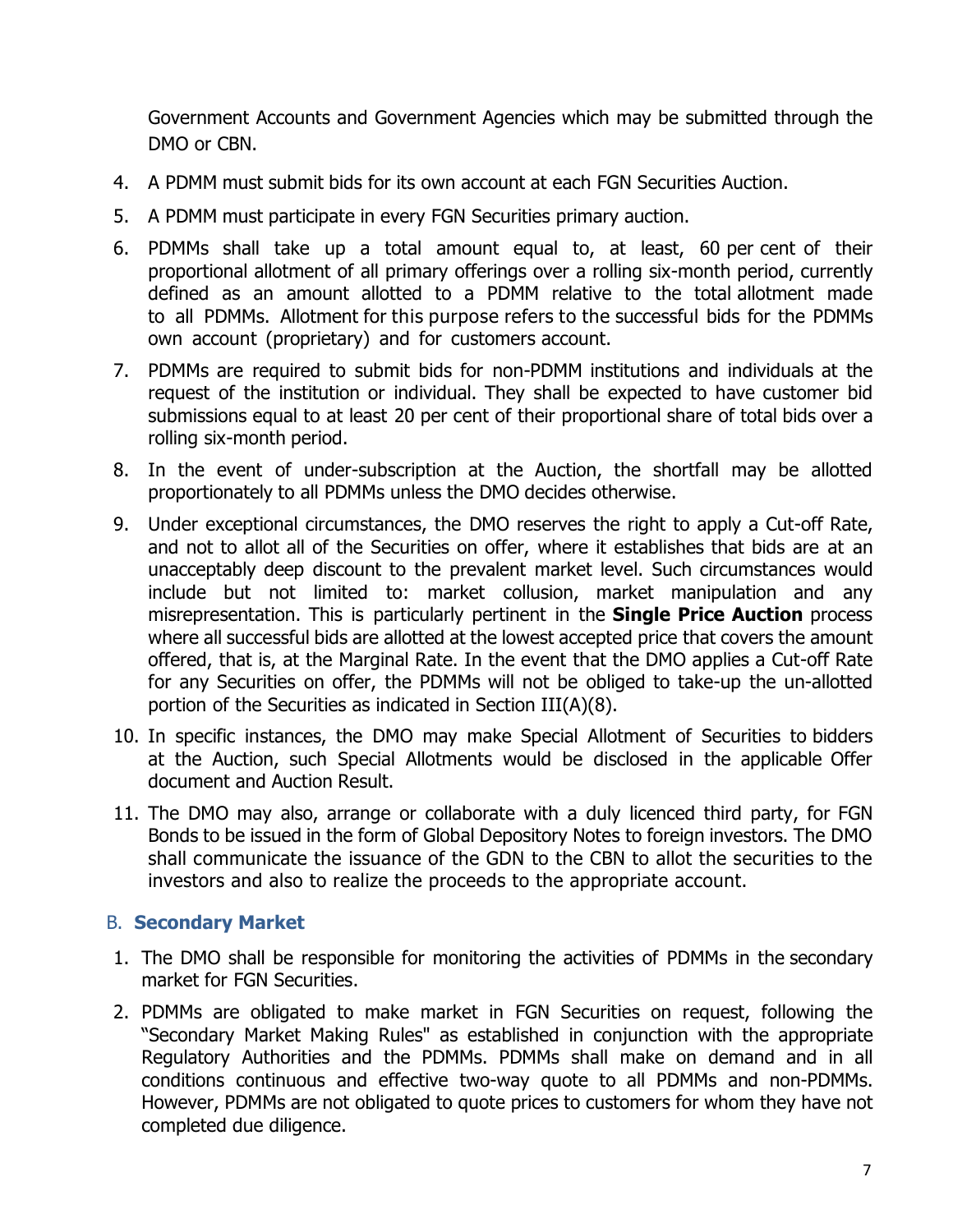Government Accounts and Government Agencies which may be submitted through the DMO or CBN.

4. A PDMM must submit bids for its own account at each FGN Securities Auction.
5. A PDMM must participate in every FGN Securities primary auction.
6. PDMMs shall take up a total amount equal to, at least, 60 per cent of their proportional allotment of all primary offerings over a rolling six-month period, currently defined as an amount allotted to a PDMM relative to the total allotment made to all PDMMs. Allotment for this purpose refers to the successful bids for the PDMMs own account (proprietary) and for customers account.
7. PDMMs are required to submit bids for non-PDMM institutions and individuals at the request of the institution or individual. They shall be expected to have customer bid submissions equal to at least 20 per cent of their proportional share of total bids over a rolling six-month period.
8. In the event of under-subscription at the Auction, the shortfall may be allotted proportionately to all PDMMs unless the DMO decides otherwise.
9. Under exceptional circumstances, the DMO reserves the right to apply a Cut-off Rate, and not to allot all of the Securities on offer, where it establishes that bids are at an unacceptably deep discount to the prevalent market level. Such circumstances would include but not limited to: market collusion, market manipulation and any misrepresentation. This is particularly pertinent in the **Single Price Auction** process where all successful bids are allotted at the lowest accepted price that covers the amount offered, that is, at the Marginal Rate. In the event that the DMO applies a Cut-off Rate for any Securities on offer, the PDMMs will not be obliged to take-up the un-allotted portion of the Securities as indicated in Section III(A)(8).
10. In specific instances, the DMO may make Special Allotment of Securities to bidders at the Auction, such Special Allotments would be disclosed in the applicable Offer document and Auction Result.
11. The DMO may also, arrange or collaborate with a duly licenced third party, for FGN Bonds to be issued in the form of Global Depository Notes to foreign investors. The DMO shall communicate the issuance of the GDN to the CBN to allot the securities to the investors and also to realize the proceeds to the appropriate account.

## B. **Secondary Market**

1. The DMO shall be responsible for monitoring the activities of PDMMs in the secondary market for FGN Securities.
2. PDMMs are obligated to make market in FGN Securities on request, following the "Secondary Market Making Rules" as established in conjunction with the appropriate Regulatory Authorities and the PDMMs. PDMMs shall make on demand and in all conditions continuous and effective two-way quote to all PDMMs and non-PDMMs. However, PDMMs are not obligated to quote prices to customers for whom they have not completed due diligence.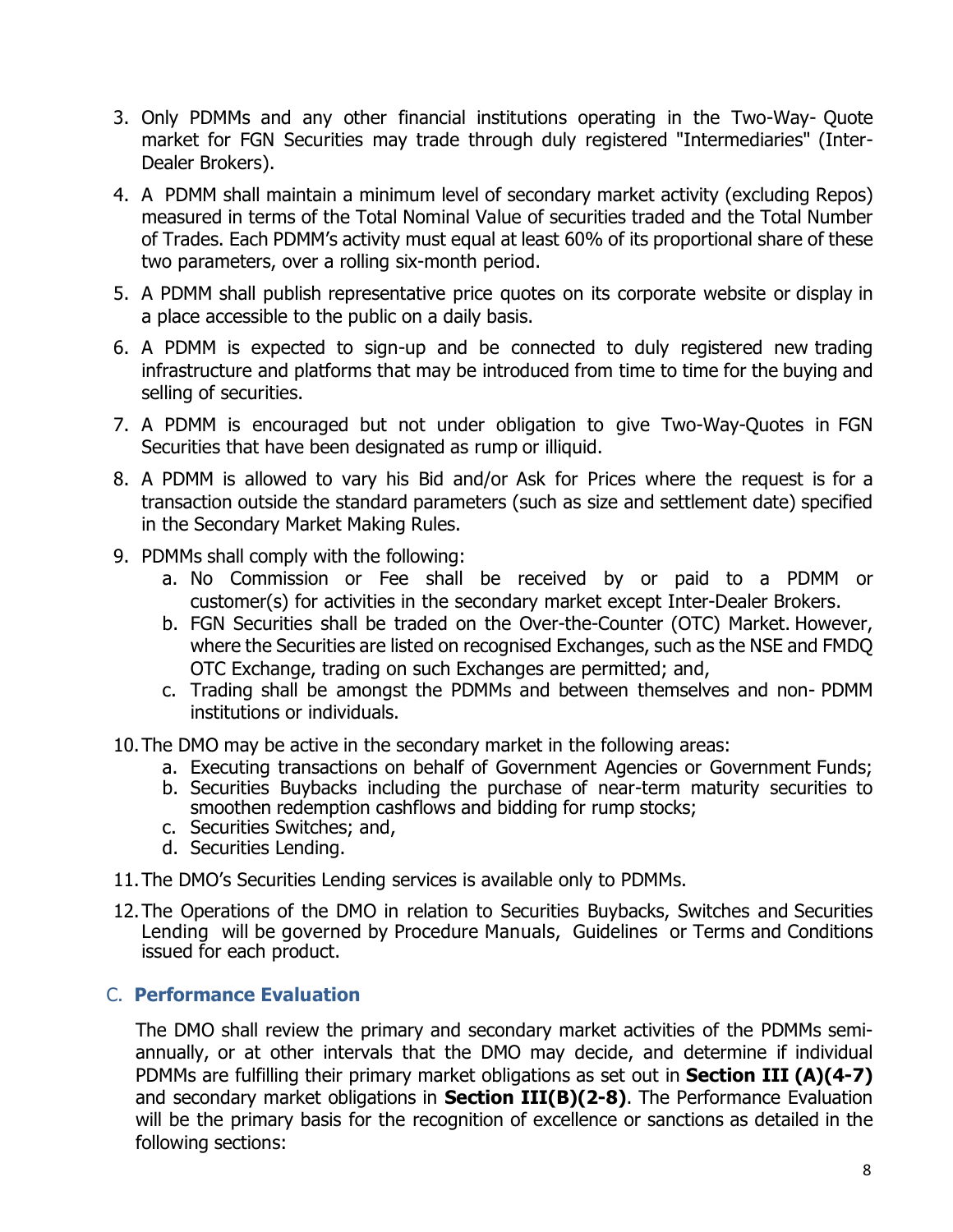3. Only PDMMs and any other financial institutions operating in the Two-Way- Quote market for FGN Securities may trade through duly registered "Intermediaries" (Inter-Dealer Brokers).

4. A PDMM shall maintain a minimum level of secondary market activity (excluding Repos) measured in terms of the Total Nominal Value of securities traded and the Total Number of Trades. Each PDMM's activity must equal at least 60% of its proportional share of these two parameters, over a rolling six-month period.

5. A PDMM shall publish representative price quotes on its corporate website or display in a place accessible to the public on a daily basis.

6. A PDMM is expected to sign-up and be connected to duly registered new trading infrastructure and platforms that may be introduced from time to time for the buying and selling of securities.

7. A PDMM is encouraged but not under obligation to give Two-Way-Quotes in FGN Securities that have been designated as rump or illiquid.

8. A PDMM is allowed to vary his Bid and/or Ask for Prices where the request is for a transaction outside the standard parameters (such as size and settlement date) specified in the Secondary Market Making Rules.

9. PDMMs shall comply with the following:
    a. No Commission or Fee shall be received by or paid to a PDMM or customer(s) for activities in the secondary market except Inter-Dealer Brokers.
    b. FGN Securities shall be traded on the Over-the-Counter (OTC) Market. However, where the Securities are listed on recognised Exchanges, such as the NSE and FMDQ OTC Exchange, trading on such Exchanges are permitted; and,
    c. Trading shall be amongst the PDMMs and between themselves and non- PDMM institutions or individuals.

10. The DMO may be active in the secondary market in the following areas:
    a. Executing transactions on behalf of Government Agencies or Government Funds;
    b. Securities Buybacks including the purchase of near-term maturity securities to smoothen redemption cashflows and bidding for rump stocks;
    c. Securities Switches; and,
    d. Securities Lending.

11. The DMO's Securities Lending services is available only to PDMMs.

12. The Operations of the DMO in relation to Securities Buybacks, Switches and Securities Lending will be governed by Procedure Manuals, Guidelines or Terms and Conditions issued for each product.

## C. Performance Evaluation

The DMO shall review the primary and secondary market activities of the PDMMs semi-annually, or at other intervals that the DMO may decide, and determine if individual PDMMs are fulfilling their primary market obligations as set out in **Section III (A)(4-7)** and secondary market obligations in **Section III(B)(2-8)**. The Performance Evaluation will be the primary basis for the recognition of excellence or sanctions as detailed in the following sections: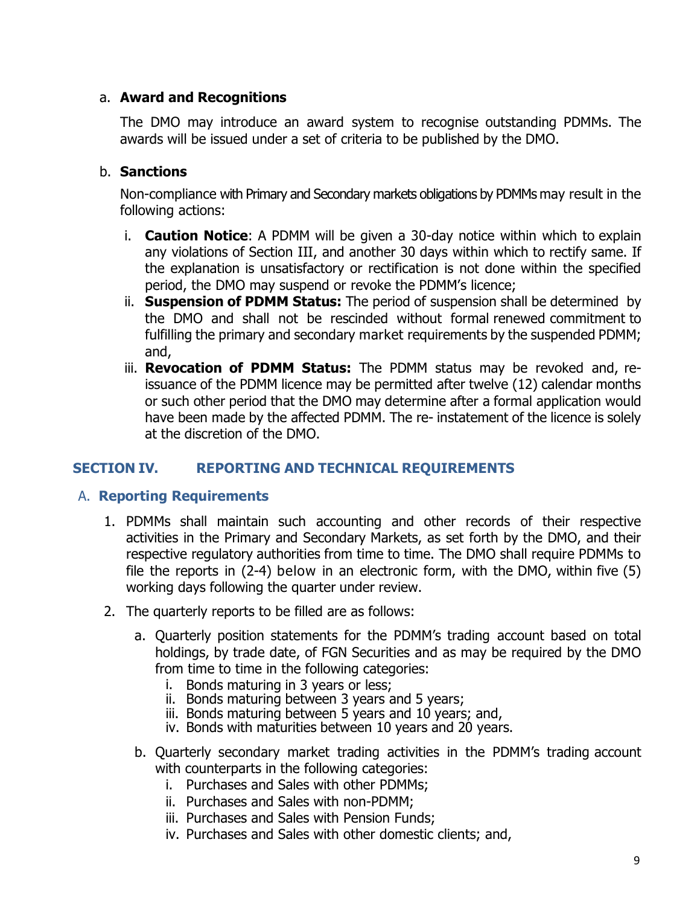a. **Award and Recognitions**

The DMO may introduce an award system to recognise outstanding PDMMs. The awards will be issued under a set of criteria to be published by the DMO.

b. **Sanctions**

Non-compliance with Primary and Secondary markets obligations by PDMMs may result in the following actions:

i. **Caution Notice**: A PDMM will be given a 30-day notice within which to explain any violations of Section III, and another 30 days within which to rectify same. If the explanation is unsatisfactory or rectification is not done within the specified period, the DMO may suspend or revoke the PDMM's licence;

ii. **Suspension of PDMM Status:** The period of suspension shall be determined by the DMO and shall not be rescinded without formal renewed commitment to fulfilling the primary and secondary market requirements by the suspended PDMM; and,

iii. **Revocation of PDMM Status:** The PDMM status may be revoked and, re-issuance of the PDMM licence may be permitted after twelve (12) calendar months or such other period that the DMO may determine after a formal application would have been made by the affected PDMM. The re- instatement of the licence is solely at the discretion of the DMO.

## SECTION IV. REPORTING AND TECHNICAL REQUIREMENTS

### A. Reporting Requirements

1. PDMMs shall maintain such accounting and other records of their respective activities in the Primary and Secondary Markets, as set forth by the DMO, and their respective regulatory authorities from time to time. The DMO shall require PDMMs to file the reports in (2-4) below in an electronic form, with the DMO, within five (5) working days following the quarter under review.

2. The quarterly reports to be filled are as follows:

   a. Quarterly position statements for the PDMM's trading account based on total holdings, by trade date, of FGN Securities and as may be required by the DMO from time to time in the following categories:
      i. Bonds maturing in 3 years or less;
      ii. Bonds maturing between 3 years and 5 years;
      iii. Bonds maturing between 5 years and 10 years; and,
      iv. Bonds with maturities between 10 years and 20 years.

   b. Quarterly secondary market trading activities in the PDMM's trading account with counterparts in the following categories:
      i. Purchases and Sales with other PDMMs;
      ii. Purchases and Sales with non-PDMM;
      iii. Purchases and Sales with Pension Funds;
      iv. Purchases and Sales with other domestic clients; and,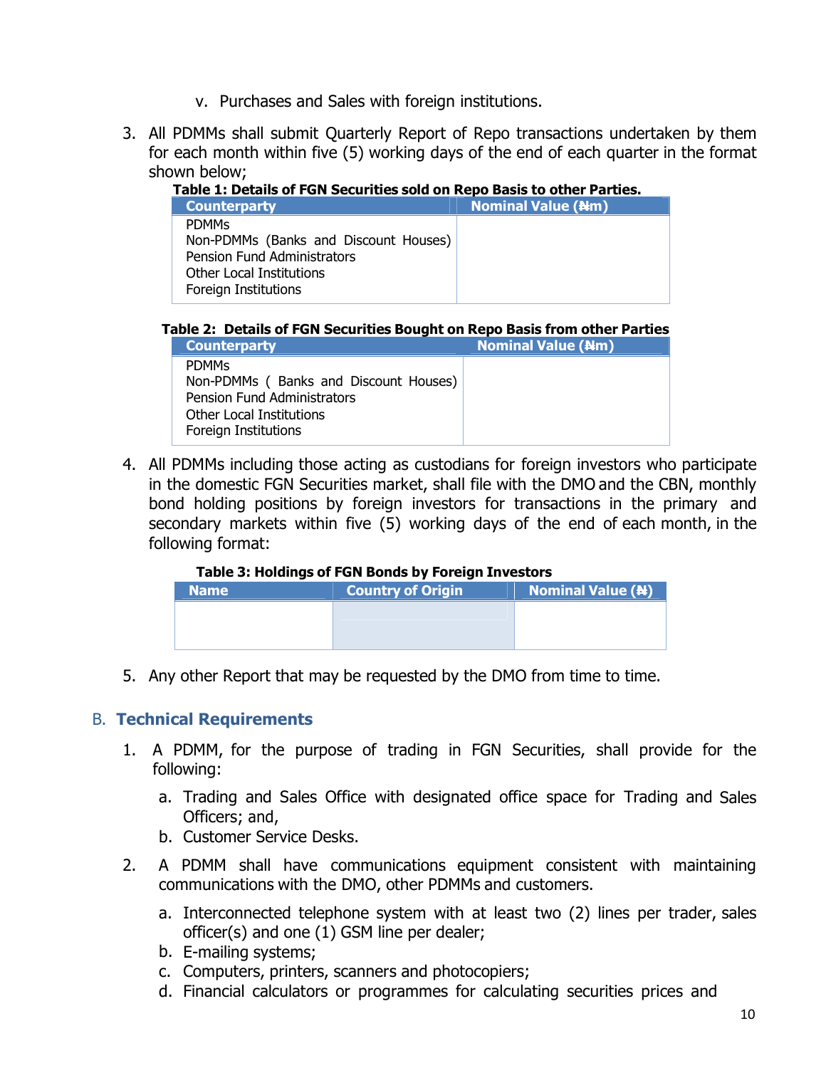v. Purchases and Sales with foreign institutions.

3. All PDMMs shall submit Quarterly Report of Repo transactions undertaken by them for each month within five (5) working days of the end of each quarter in the format shown below;

**Table 1: Details of FGN Securities sold on Repo Basis to other Parties.**

| Counterparty | Nominal Value (₦m) |
|---|---|
| PDMMs<br>Non-PDMMs (Banks and Discount Houses)<br>Pension Fund Administrators<br>Other Local Institutions<br>Foreign Institutions | |

**Table 2: Details of FGN Securities Bought on Repo Basis from other Parties**

| Counterparty | Nominal Value (₦m) |
|---|---|
| PDMMs<br>Non-PDMMs ( Banks and Discount Houses)<br>Pension Fund Administrators<br>Other Local Institutions<br>Foreign Institutions | |

4. All PDMMs including those acting as custodians for foreign investors who participate in the domestic FGN Securities market, shall file with the DMO and the CBN, monthly bond holding positions by foreign investors for transactions in the primary and secondary markets within five (5) working days of the end of each month, in the following format:

**Table 3: Holdings of FGN Bonds by Foreign Investors**

| Name | Country of Origin | Nominal Value (₦) |
|---|---|---|
| | | |

5. Any other Report that may be requested by the DMO from time to time.

## B. Technical Requirements

1. A PDMM, for the purpose of trading in FGN Securities, shall provide for the following:
   a. Trading and Sales Office with designated office space for Trading and Sales Officers; and,
   b. Customer Service Desks.

2. A PDMM shall have communications equipment consistent with maintaining communications with the DMO, other PDMMs and customers.
   a. Interconnected telephone system with at least two (2) lines per trader, sales officer(s) and one (1) GSM line per dealer;
   b. E-mailing systems;
   c. Computers, printers, scanners and photocopiers;
   d. Financial calculators or programmes for calculating securities prices and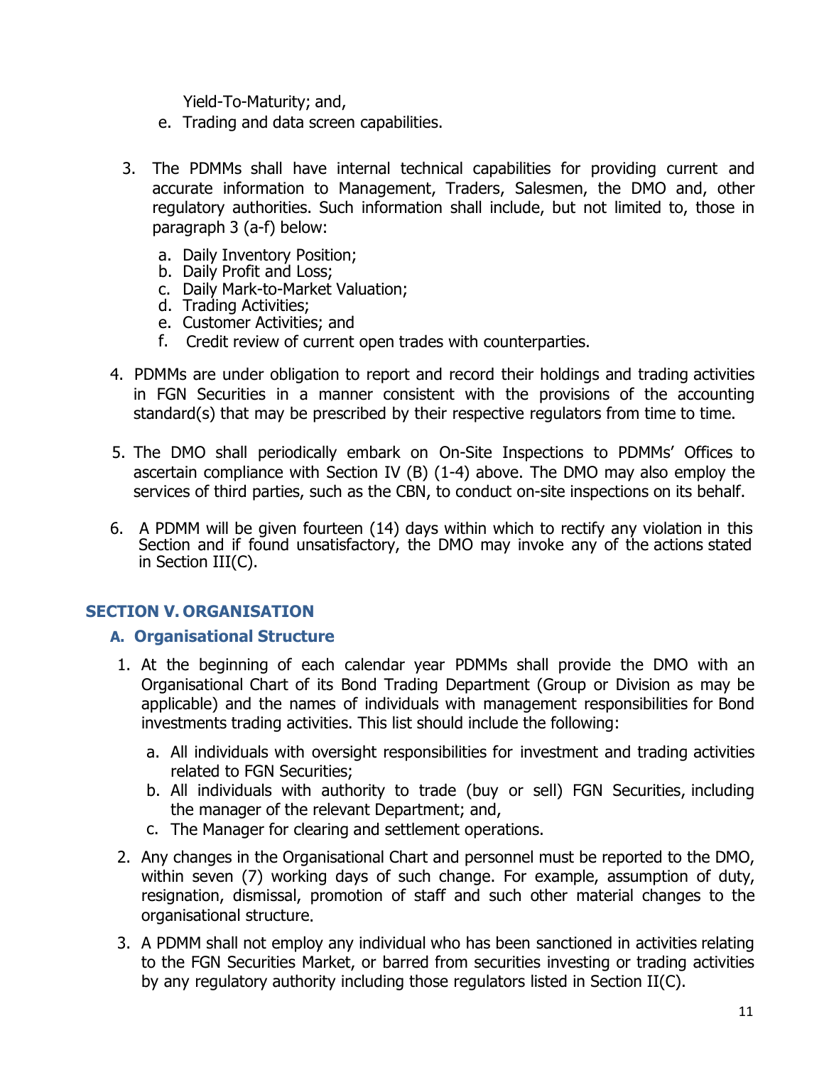Yield-To-Maturity; and,

e. Trading and data screen capabilities.

3. The PDMMs shall have internal technical capabilities for providing current and accurate information to Management, Traders, Salesmen, the DMO and, other regulatory authorities. Such information shall include, but not limited to, those in paragraph 3 (a-f) below:

   a. Daily Inventory Position;
   b. Daily Profit and Loss;
   c. Daily Mark-to-Market Valuation;
   d. Trading Activities;
   e. Customer Activities; and
   f. Credit review of current open trades with counterparties.

4. PDMMs are under obligation to report and record their holdings and trading activities in FGN Securities in a manner consistent with the provisions of the accounting standard(s) that may be prescribed by their respective regulators from time to time.

5. The DMO shall periodically embark on On-Site Inspections to PDMMs' Offices to ascertain compliance with Section IV (B) (1-4) above. The DMO may also employ the services of third parties, such as the CBN, to conduct on-site inspections on its behalf.

6. A PDMM will be given fourteen (14) days within which to rectify any violation in this Section and if found unsatisfactory, the DMO may invoke any of the actions stated in Section III(C).

## SECTION V. ORGANISATION

### A. Organisational Structure

1. At the beginning of each calendar year PDMMs shall provide the DMO with an Organisational Chart of its Bond Trading Department (Group or Division as may be applicable) and the names of individuals with management responsibilities for Bond investments trading activities. This list should include the following:

   a. All individuals with oversight responsibilities for investment and trading activities related to FGN Securities;
   b. All individuals with authority to trade (buy or sell) FGN Securities, including the manager of the relevant Department; and,
   c. The Manager for clearing and settlement operations.

2. Any changes in the Organisational Chart and personnel must be reported to the DMO, within seven (7) working days of such change. For example, assumption of duty, resignation, dismissal, promotion of staff and such other material changes to the organisational structure.

3. A PDMM shall not employ any individual who has been sanctioned in activities relating to the FGN Securities Market, or barred from securities investing or trading activities by any regulatory authority including those regulators listed in Section II(C).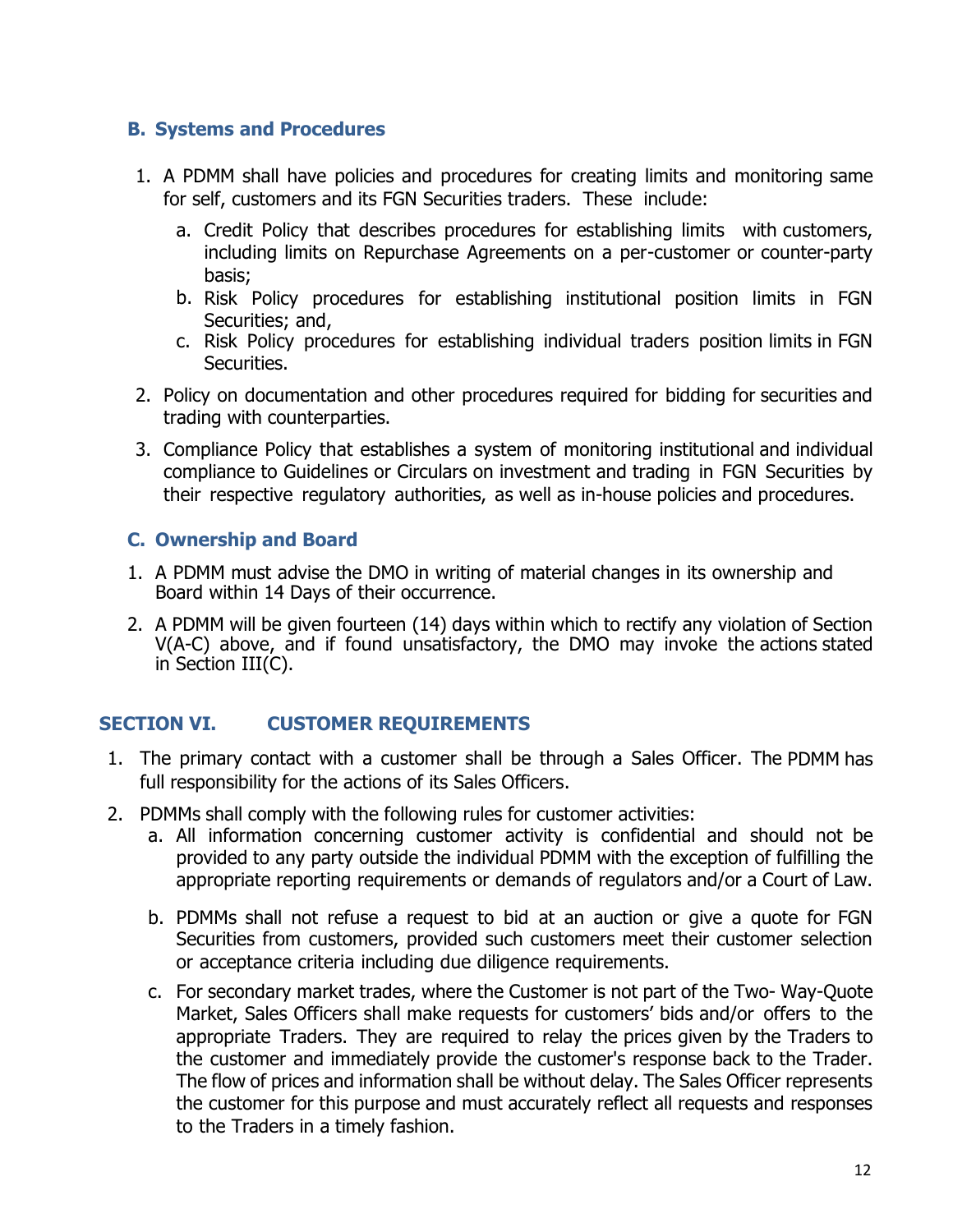### B. Systems and Procedures

1. A PDMM shall have policies and procedures for creating limits and monitoring same for self, customers and its FGN Securities traders. These include:
    a. Credit Policy that describes procedures for establishing limits with customers, including limits on Repurchase Agreements on a per-customer or counter-party basis;
    b. Risk Policy procedures for establishing institutional position limits in FGN Securities; and,
    c. Risk Policy procedures for establishing individual traders position limits in FGN Securities.
2. Policy on documentation and other procedures required for bidding for securities and trading with counterparties.
3. Compliance Policy that establishes a system of monitoring institutional and individual compliance to Guidelines or Circulars on investment and trading in FGN Securities by their respective regulatory authorities, as well as in-house policies and procedures.

### C. Ownership and Board

1. A PDMM must advise the DMO in writing of material changes in its ownership and Board within 14 Days of their occurrence.
2. A PDMM will be given fourteen (14) days within which to rectify any violation of Section V(A-C) above, and if found unsatisfactory, the DMO may invoke the actions stated in Section III(C).

## SECTION VI. CUSTOMER REQUIREMENTS

1. The primary contact with a customer shall be through a Sales Officer. The PDMM has full responsibility for the actions of its Sales Officers.
2. PDMMs shall comply with the following rules for customer activities:
    a. All information concerning customer activity is confidential and should not be provided to any party outside the individual PDMM with the exception of fulfilling the appropriate reporting requirements or demands of regulators and/or a Court of Law.
    b. PDMMs shall not refuse a request to bid at an auction or give a quote for FGN Securities from customers, provided such customers meet their customer selection or acceptance criteria including due diligence requirements.
    c. For secondary market trades, where the Customer is not part of the Two- Way-Quote Market, Sales Officers shall make requests for customers' bids and/or offers to the appropriate Traders. They are required to relay the prices given by the Traders to the customer and immediately provide the customer's response back to the Trader. The flow of prices and information shall be without delay. The Sales Officer represents the customer for this purpose and must accurately reflect all requests and responses to the Traders in a timely fashion.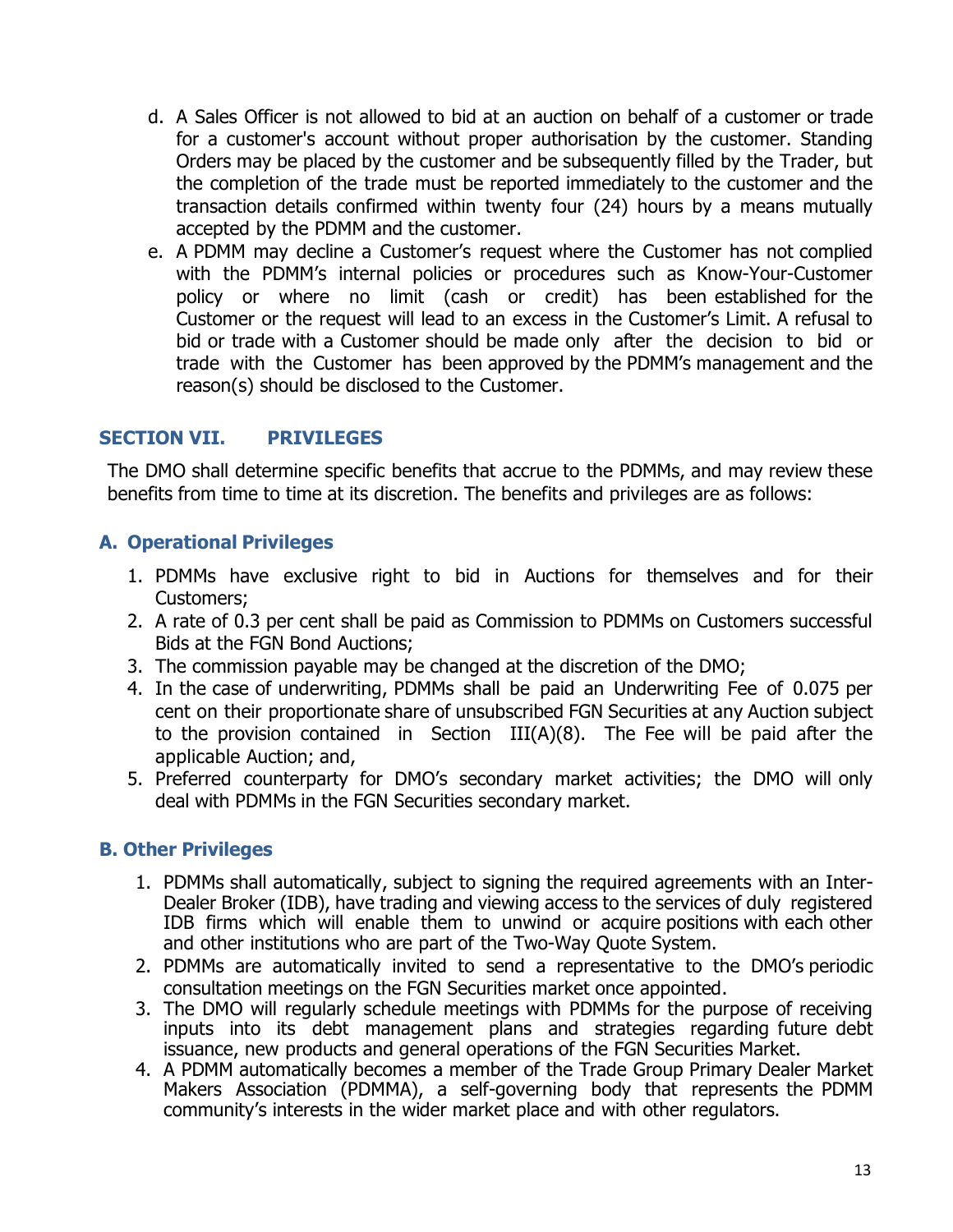d. A Sales Officer is not allowed to bid at an auction on behalf of a customer or trade for a customer's account without proper authorisation by the customer. Standing Orders may be placed by the customer and be subsequently filled by the Trader, but the completion of the trade must be reported immediately to the customer and the transaction details confirmed within twenty four (24) hours by a means mutually accepted by the PDMM and the customer.

e. A PDMM may decline a Customer's request where the Customer has not complied with the PDMM's internal policies or procedures such as Know-Your-Customer policy or where no limit (cash or credit) has been established for the Customer or the request will lead to an excess in the Customer's Limit. A refusal to bid or trade with a Customer should be made only after the decision to bid or trade with the Customer has been approved by the PDMM's management and the reason(s) should be disclosed to the Customer.

## SECTION VII. PRIVILEGES

The DMO shall determine specific benefits that accrue to the PDMMs, and may review these benefits from time to time at its discretion. The benefits and privileges are as follows:

### A. Operational Privileges

1. PDMMs have exclusive right to bid in Auctions for themselves and for their Customers;
2. A rate of 0.3 per cent shall be paid as Commission to PDMMs on Customers successful Bids at the FGN Bond Auctions;
3. The commission payable may be changed at the discretion of the DMO;
4. In the case of underwriting, PDMMs shall be paid an Underwriting Fee of 0.075 per cent on their proportionate share of unsubscribed FGN Securities at any Auction subject to the provision contained in Section III(A)(8). The Fee will be paid after the applicable Auction; and,
5. Preferred counterparty for DMO's secondary market activities; the DMO will only deal with PDMMs in the FGN Securities secondary market.

### B. Other Privileges

1. PDMMs shall automatically, subject to signing the required agreements with an Inter-Dealer Broker (IDB), have trading and viewing access to the services of duly registered IDB firms which will enable them to unwind or acquire positions with each other and other institutions who are part of the Two-Way Quote System.
2. PDMMs are automatically invited to send a representative to the DMO's periodic consultation meetings on the FGN Securities market once appointed.
3. The DMO will regularly schedule meetings with PDMMs for the purpose of receiving inputs into its debt management plans and strategies regarding future debt issuance, new products and general operations of the FGN Securities Market.
4. A PDMM automatically becomes a member of the Trade Group Primary Dealer Market Makers Association (PDMMA), a self-governing body that represents the PDMM community's interests in the wider market place and with other regulators.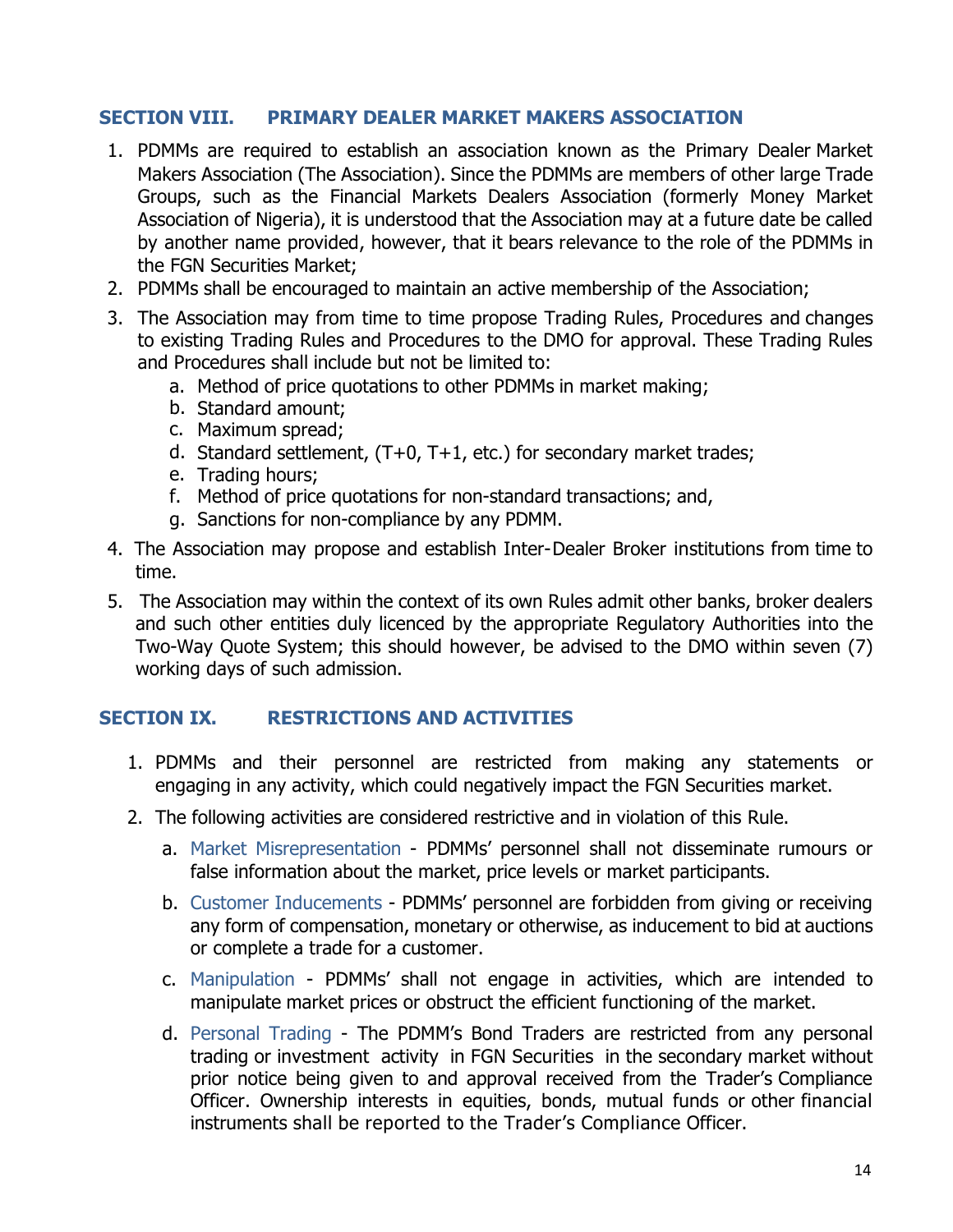## SECTION VIII. PRIMARY DEALER MARKET MAKERS ASSOCIATION

1. PDMMs are required to establish an association known as the Primary Dealer Market Makers Association (The Association). Since the PDMMs are members of other large Trade Groups, such as the Financial Markets Dealers Association (formerly Money Market Association of Nigeria), it is understood that the Association may at a future date be called by another name provided, however, that it bears relevance to the role of the PDMMs in the FGN Securities Market;
2. PDMMs shall be encouraged to maintain an active membership of the Association;
3. The Association may from time to time propose Trading Rules, Procedures and changes to existing Trading Rules and Procedures to the DMO for approval. These Trading Rules and Procedures shall include but not be limited to:
   a. Method of price quotations to other PDMMs in market making;
   b. Standard amount;
   c. Maximum spread;
   d. Standard settlement, (T+0, T+1, etc.) for secondary market trades;
   e. Trading hours;
   f. Method of price quotations for non-standard transactions; and,
   g. Sanctions for non-compliance by any PDMM.
4. The Association may propose and establish Inter-Dealer Broker institutions from time to time.
5. The Association may within the context of its own Rules admit other banks, broker dealers and such other entities duly licenced by the appropriate Regulatory Authorities into the Two-Way Quote System; this should however, be advised to the DMO within seven (7) working days of such admission.

## SECTION IX. RESTRICTIONS AND ACTIVITIES

1. PDMMs and their personnel are restricted from making any statements or engaging in any activity, which could negatively impact the FGN Securities market.
2. The following activities are considered restrictive and in violation of this Rule.
   a. Market Misrepresentation - PDMMs' personnel shall not disseminate rumours or false information about the market, price levels or market participants.
   b. Customer Inducements - PDMMs' personnel are forbidden from giving or receiving any form of compensation, monetary or otherwise, as inducement to bid at auctions or complete a trade for a customer.
   c. Manipulation - PDMMs' shall not engage in activities, which are intended to manipulate market prices or obstruct the efficient functioning of the market.
   d. Personal Trading - The PDMM's Bond Traders are restricted from any personal trading or investment activity in FGN Securities in the secondary market without prior notice being given to and approval received from the Trader's Compliance Officer. Ownership interests in equities, bonds, mutual funds or other financial instruments shall be reported to the Trader's Compliance Officer.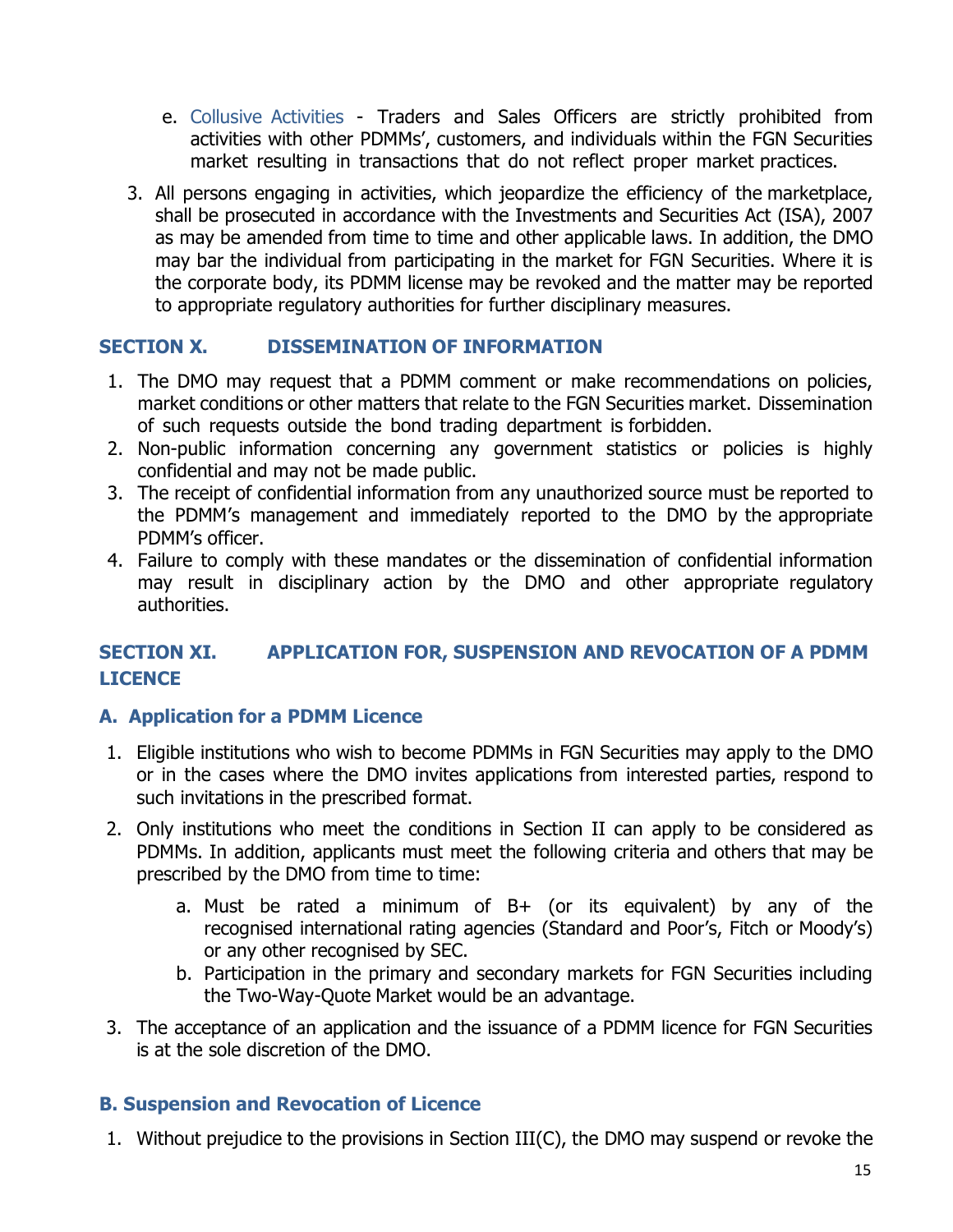e. Collusive Activities - Traders and Sales Officers are strictly prohibited from activities with other PDMMs', customers, and individuals within the FGN Securities market resulting in transactions that do not reflect proper market practices.

3. All persons engaging in activities, which jeopardize the efficiency of the marketplace, shall be prosecuted in accordance with the Investments and Securities Act (ISA), 2007 as may be amended from time to time and other applicable laws. In addition, the DMO may bar the individual from participating in the market for FGN Securities. Where it is the corporate body, its PDMM license may be revoked and the matter may be reported to appropriate regulatory authorities for further disciplinary measures.

## SECTION X. DISSEMINATION OF INFORMATION

1. The DMO may request that a PDMM comment or make recommendations on policies, market conditions or other matters that relate to the FGN Securities market. Dissemination of such requests outside the bond trading department is forbidden.
2. Non-public information concerning any government statistics or policies is highly confidential and may not be made public.
3. The receipt of confidential information from any unauthorized source must be reported to the PDMM's management and immediately reported to the DMO by the appropriate PDMM's officer.
4. Failure to comply with these mandates or the dissemination of confidential information may result in disciplinary action by the DMO and other appropriate regulatory authorities.

## SECTION XI. APPLICATION FOR, SUSPENSION AND REVOCATION OF A PDMM LICENCE

### A. Application for a PDMM Licence

1. Eligible institutions who wish to become PDMMs in FGN Securities may apply to the DMO or in the cases where the DMO invites applications from interested parties, respond to such invitations in the prescribed format.
2. Only institutions who meet the conditions in Section II can apply to be considered as PDMMs. In addition, applicants must meet the following criteria and others that may be prescribed by the DMO from time to time:
   a. Must be rated a minimum of B+ (or its equivalent) by any of the recognised international rating agencies (Standard and Poor's, Fitch or Moody's) or any other recognised by SEC.
   b. Participation in the primary and secondary markets for FGN Securities including the Two-Way-Quote Market would be an advantage.
3. The acceptance of an application and the issuance of a PDMM licence for FGN Securities is at the sole discretion of the DMO.

### B. Suspension and Revocation of Licence

1. Without prejudice to the provisions in Section III(C), the DMO may suspend or revoke the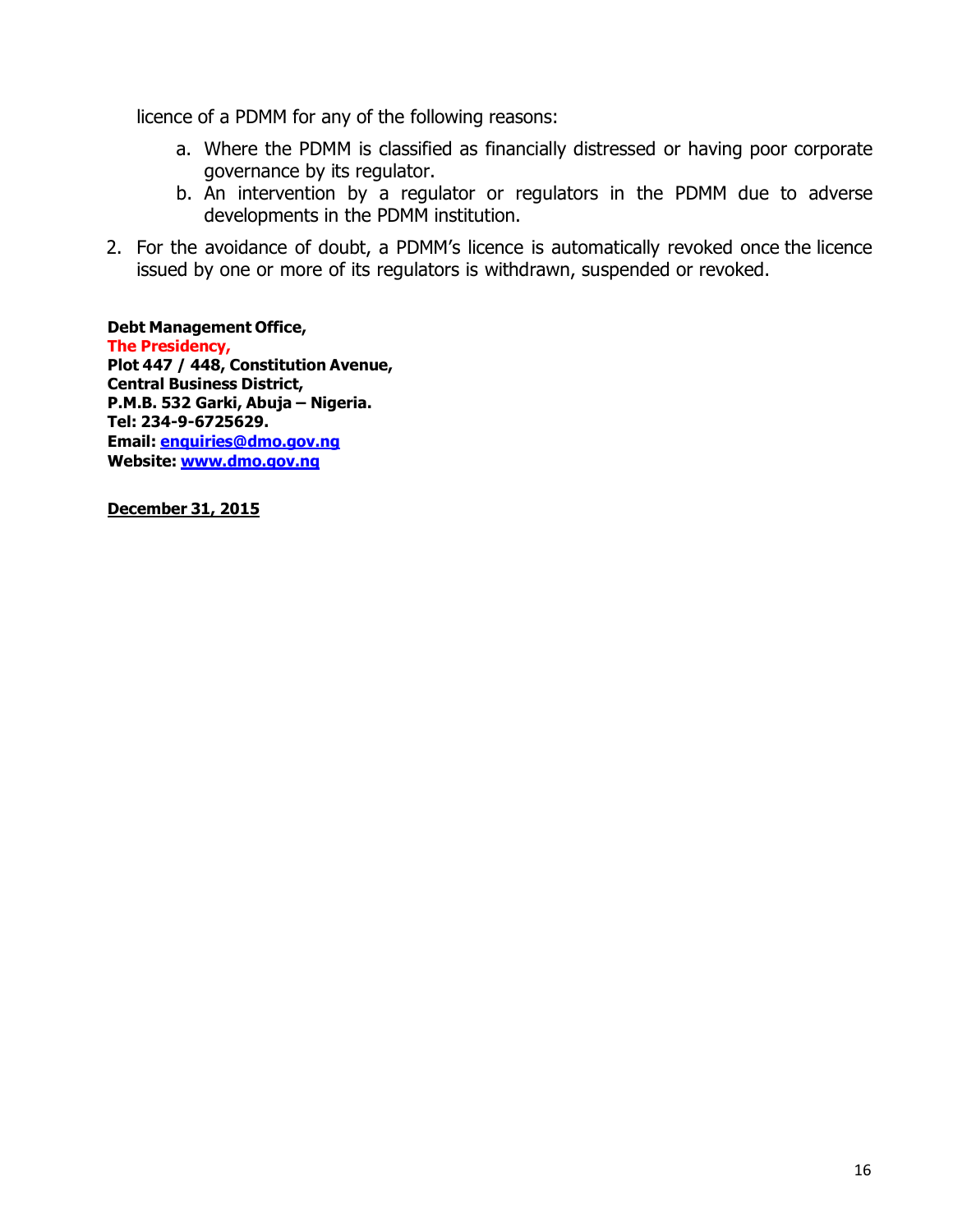licence of a PDMM for any of the following reasons:

   a. Where the PDMM is classified as financially distressed or having poor corporate governance by its regulator.
   b. An intervention by a regulator or regulators in the PDMM due to adverse developments in the PDMM institution.

2. For the avoidance of doubt, a PDMM's licence is automatically revoked once the licence issued by one or more of its regulators is withdrawn, suspended or revoked.

**Debt Management Office,**
**The Presidency,**
**Plot 447 / 448, Constitution Avenue,**
**Central Business District,**
**P.M.B. 532 Garki, Abuja – Nigeria.**
**Tel: 234-9-6725629.**
**Email: enquiries@dmo.gov.ng**
**Website: www.dmo.gov.ng**

**December 31, 2015**